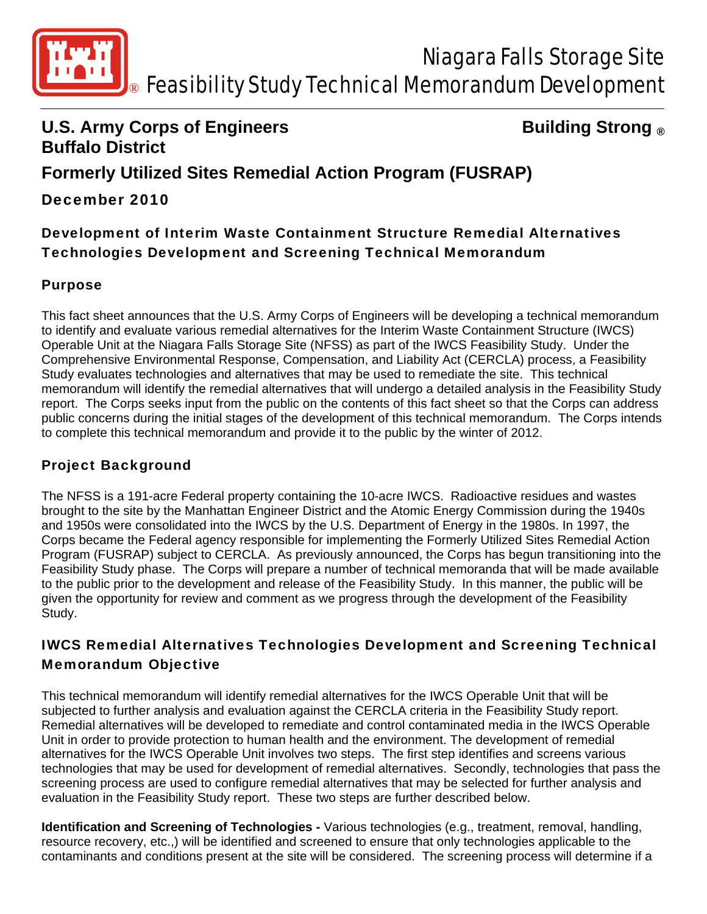# Niagara Falls Storage Site Feasibility Study Technical Memorandum Development

**U.S. Army Corps of Engineers** **Building Strong ®**
**Buffalo District**

## Formerly Utilized Sites Remedial Action Program (FUSRAP)

**December 2010**

## Development of Interim Waste Containment Structure Remedial Alternatives Technologies Development and Screening Technical Memorandum

### Purpose

This fact sheet announces that the U.S. Army Corps of Engineers will be developing a technical memorandum to identify and evaluate various remedial alternatives for the Interim Waste Containment Structure (IWCS) Operable Unit at the Niagara Falls Storage Site (NFSS) as part of the IWCS Feasibility Study. Under the Comprehensive Environmental Response, Compensation, and Liability Act (CERCLA) process, a Feasibility Study evaluates technologies and alternatives that may be used to remediate the site. This technical memorandum will identify the remedial alternatives that will undergo a detailed analysis in the Feasibility Study report. The Corps seeks input from the public on the contents of this fact sheet so that the Corps can address public concerns during the initial stages of the development of this technical memorandum. The Corps intends to complete this technical memorandum and provide it to the public by the winter of 2012.

### Project Background

The NFSS is a 191-acre Federal property containing the 10-acre IWCS. Radioactive residues and wastes brought to the site by the Manhattan Engineer District and the Atomic Energy Commission during the 1940s and 1950s were consolidated into the IWCS by the U.S. Department of Energy in the 1980s. In 1997, the Corps became the Federal agency responsible for implementing the Formerly Utilized Sites Remedial Action Program (FUSRAP) subject to CERCLA. As previously announced, the Corps has begun transitioning into the Feasibility Study phase. The Corps will prepare a number of technical memoranda that will be made available to the public prior to the development and release of the Feasibility Study. In this manner, the public will be given the opportunity for review and comment as we progress through the development of the Feasibility Study.

### IWCS Remedial Alternatives Technologies Development and Screening Technical Memorandum Objective

This technical memorandum will identify remedial alternatives for the IWCS Operable Unit that will be subjected to further analysis and evaluation against the CERCLA criteria in the Feasibility Study report. Remedial alternatives will be developed to remediate and control contaminated media in the IWCS Operable Unit in order to provide protection to human health and the environment. The development of remedial alternatives for the IWCS Operable Unit involves two steps. The first step identifies and screens various technologies that may be used for development of remedial alternatives. Secondly, technologies that pass the screening process are used to configure remedial alternatives that may be selected for further analysis and evaluation in the Feasibility Study report. These two steps are further described below.

**Identification and Screening of Technologies -** Various technologies (e.g., treatment, removal, handling, resource recovery, etc.,) will be identified and screened to ensure that only technologies applicable to the contaminants and conditions present at the site will be considered. The screening process will determine if a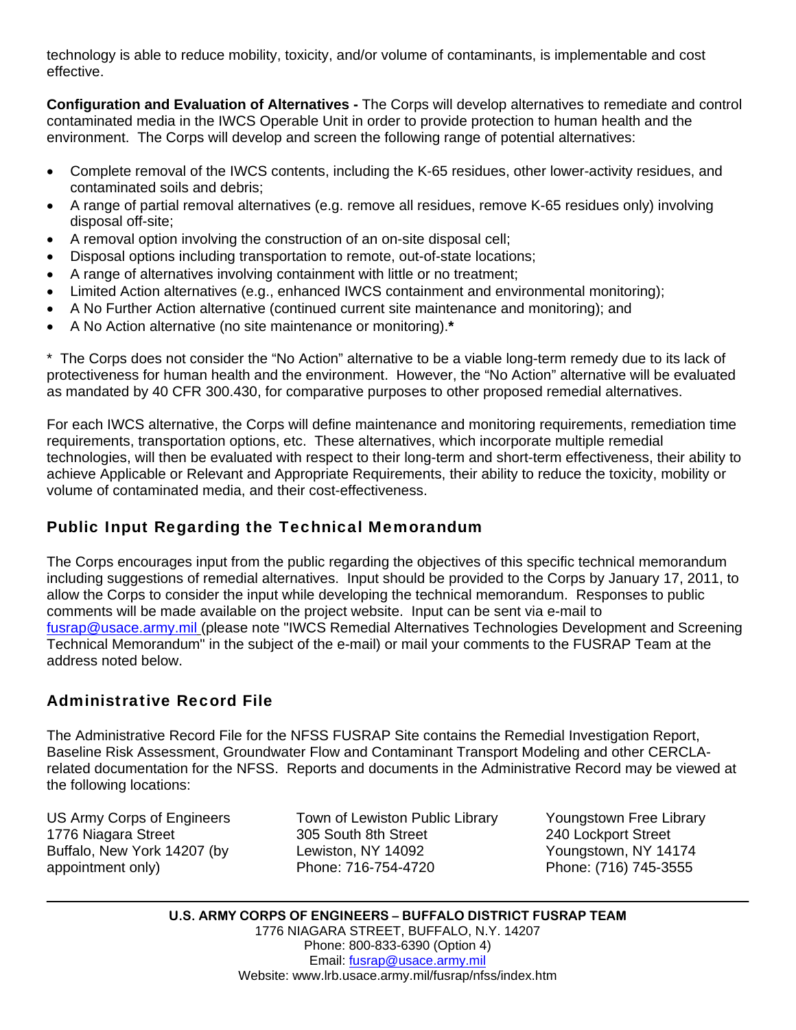technology is able to reduce mobility, toxicity, and/or volume of contaminants, is implementable and cost effective.

**Configuration and Evaluation of Alternatives -** The Corps will develop alternatives to remediate and control contaminated media in the IWCS Operable Unit in order to provide protection to human health and the environment. The Corps will develop and screen the following range of potential alternatives:

- Complete removal of the IWCS contents, including the K-65 residues, other lower-activity residues, and contaminated soils and debris;
- A range of partial removal alternatives (e.g. remove all residues, remove K-65 residues only) involving disposal off-site;
- A removal option involving the construction of an on-site disposal cell;
- Disposal options including transportation to remote, out-of-state locations;
- A range of alternatives involving containment with little or no treatment;
- Limited Action alternatives (e.g., enhanced IWCS containment and environmental monitoring);
- A No Further Action alternative (continued current site maintenance and monitoring); and
- A No Action alternative (no site maintenance or monitoring).**\***

\* The Corps does not consider the "No Action" alternative to be a viable long-term remedy due to its lack of protectiveness for human health and the environment. However, the "No Action" alternative will be evaluated as mandated by 40 CFR 300.430, for comparative purposes to other proposed remedial alternatives.

For each IWCS alternative, the Corps will define maintenance and monitoring requirements, remediation time requirements, transportation options, etc. These alternatives, which incorporate multiple remedial technologies, will then be evaluated with respect to their long-term and short-term effectiveness, their ability to achieve Applicable or Relevant and Appropriate Requirements, their ability to reduce the toxicity, mobility or volume of contaminated media, and their cost-effectiveness.

## Public Input Regarding the Technical Memorandum

The Corps encourages input from the public regarding the objectives of this specific technical memorandum including suggestions of remedial alternatives. Input should be provided to the Corps by January 17, 2011, to allow the Corps to consider the input while developing the technical memorandum. Responses to public comments will be made available on the project website. Input can be sent via e-mail to fusrap@usace.army.mil (please note "IWCS Remedial Alternatives Technologies Development and Screening Technical Memorandum" in the subject of the e-mail) or mail your comments to the FUSRAP Team at the address noted below.

## Administrative Record File

The Administrative Record File for the NFSS FUSRAP Site contains the Remedial Investigation Report, Baseline Risk Assessment, Groundwater Flow and Contaminant Transport Modeling and other CERCLA-related documentation for the NFSS. Reports and documents in the Administrative Record may be viewed at the following locations:

US Army Corps of Engineers
1776 Niagara Street
Buffalo, New York 14207 (by appointment only)

Town of Lewiston Public Library
305 South 8th Street
Lewiston, NY 14092
Phone: 716-754-4720

Youngstown Free Library
240 Lockport Street
Youngstown, NY 14174
Phone: (716) 745-3555

**U.S. ARMY CORPS OF ENGINEERS – BUFFALO DISTRICT FUSRAP TEAM**
1776 NIAGARA STREET, BUFFALO, N.Y. 14207
Phone: 800-833-6390 (Option 4)
Email: fusrap@usace.army.mil
Website: www.lrb.usace.army.mil/fusrap/nfss/index.htm